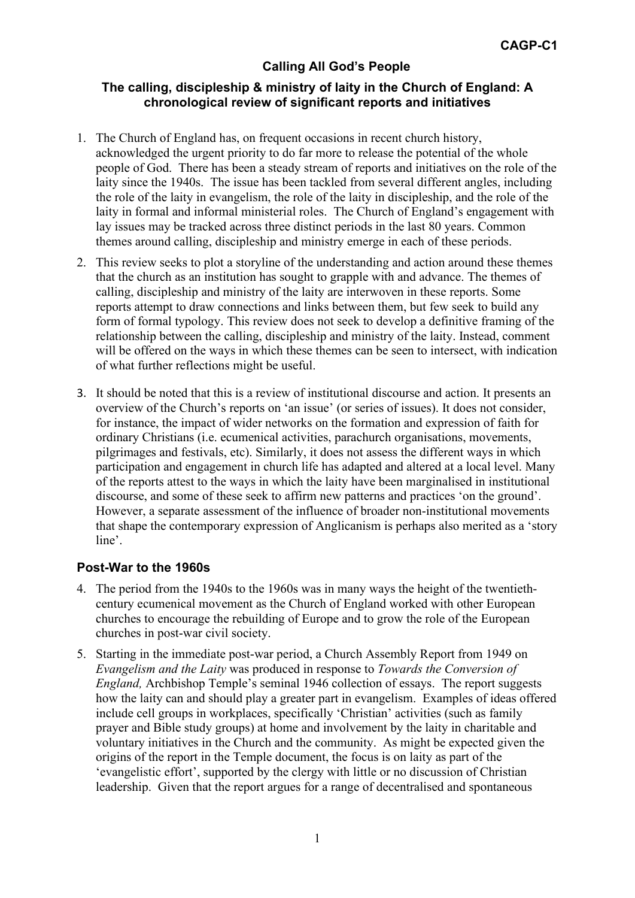**CAGP-C1**

# Calling All God's People

## The calling, discipleship & ministry of laity in the Church of England: A chronological review of significant reports and initiatives

1. The Church of England has, on frequent occasions in recent church history, acknowledged the urgent priority to do far more to release the potential of the whole people of God. There has been a steady stream of reports and initiatives on the role of the laity since the 1940s. The issue has been tackled from several different angles, including the role of the laity in evangelism, the role of the laity in discipleship, and the role of the laity in formal and informal ministerial roles. The Church of England's engagement with lay issues may be tracked across three distinct periods in the last 80 years. Common themes around calling, discipleship and ministry emerge in each of these periods.

2. This review seeks to plot a storyline of the understanding and action around these themes that the church as an institution has sought to grapple with and advance. The themes of calling, discipleship and ministry of the laity are interwoven in these reports. Some reports attempt to draw connections and links between them, but few seek to build any form of formal typology. This review does not seek to develop a definitive framing of the relationship between the calling, discipleship and ministry of the laity. Instead, comment will be offered on the ways in which these themes can be seen to intersect, with indication of what further reflections might be useful.

3. It should be noted that this is a review of institutional discourse and action. It presents an overview of the Church's reports on 'an issue' (or series of issues). It does not consider, for instance, the impact of wider networks on the formation and expression of faith for ordinary Christians (i.e. ecumenical activities, parachurch organisations, movements, pilgrimages and festivals, etc). Similarly, it does not assess the different ways in which participation and engagement in church life has adapted and altered at a local level. Many of the reports attest to the ways in which the laity have been marginalised in institutional discourse, and some of these seek to affirm new patterns and practices 'on the ground'. However, a separate assessment of the influence of broader non-institutional movements that shape the contemporary expression of Anglicanism is perhaps also merited as a 'story line'.

### Post-War to the 1960s

4. The period from the 1940s to the 1960s was in many ways the height of the twentieth-century ecumenical movement as the Church of England worked with other European churches to encourage the rebuilding of Europe and to grow the role of the European churches in post-war civil society.

5. Starting in the immediate post-war period, a Church Assembly Report from 1949 on *Evangelism and the Laity* was produced in response to *Towards the Conversion of England,* Archbishop Temple's seminal 1946 collection of essays. The report suggests how the laity can and should play a greater part in evangelism. Examples of ideas offered include cell groups in workplaces, specifically 'Christian' activities (such as family prayer and Bible study groups) at home and involvement by the laity in charitable and voluntary initiatives in the Church and the community. As might be expected given the origins of the report in the Temple document, the focus is on laity as part of the 'evangelistic effort', supported by the clergy with little or no discussion of Christian leadership. Given that the report argues for a range of decentralised and spontaneous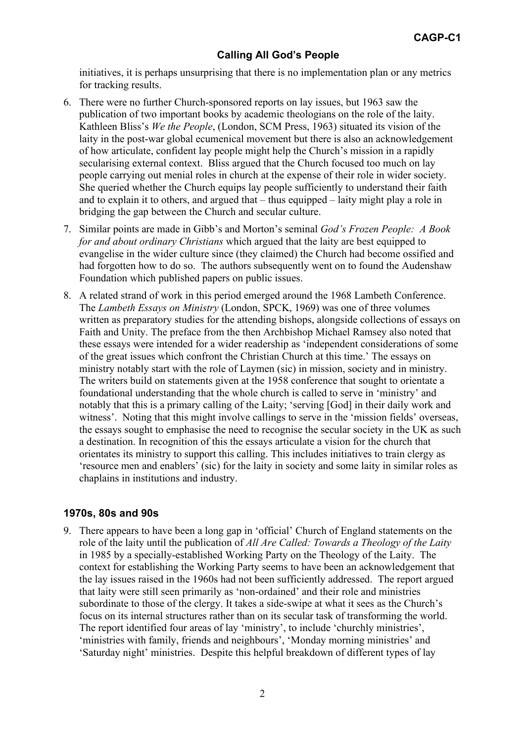initiatives, it is perhaps unsurprising that there is no implementation plan or any metrics for tracking results.

6. There were no further Church-sponsored reports on lay issues, but 1963 saw the publication of two important books by academic theologians on the role of the laity. Kathleen Bliss's *We the People*, (London, SCM Press, 1963) situated its vision of the laity in the post-war global ecumenical movement but there is also an acknowledgement of how articulate, confident lay people might help the Church's mission in a rapidly secularising external context. Bliss argued that the Church focused too much on lay people carrying out menial roles in church at the expense of their role in wider society. She queried whether the Church equips lay people sufficiently to understand their faith and to explain it to others, and argued that – thus equipped – laity might play a role in bridging the gap between the Church and secular culture.

7. Similar points are made in Gibb's and Morton's seminal *God's Frozen People: A Book for and about ordinary Christians* which argued that the laity are best equipped to evangelise in the wider culture since (they claimed) the Church had become ossified and had forgotten how to do so. The authors subsequently went on to found the Audenshaw Foundation which published papers on public issues.

8. A related strand of work in this period emerged around the 1968 Lambeth Conference. The *Lambeth Essays on Ministry* (London, SPCK, 1969) was one of three volumes written as preparatory studies for the attending bishops, alongside collections of essays on Faith and Unity. The preface from the then Archbishop Michael Ramsey also noted that these essays were intended for a wider readership as 'independent considerations of some of the great issues which confront the Christian Church at this time.' The essays on ministry notably start with the role of Laymen (sic) in mission, society and in ministry. The writers build on statements given at the 1958 conference that sought to orientate a foundational understanding that the whole church is called to serve in 'ministry' and notably that this is a primary calling of the Laity; 'serving [God] in their daily work and witness'. Noting that this might involve callings to serve in the 'mission fields' overseas, the essays sought to emphasise the need to recognise the secular society in the UK as such a destination. In recognition of this the essays articulate a vision for the church that orientates its ministry to support this calling. This includes initiatives to train clergy as 'resource men and enablers' (sic) for the laity in society and some laity in similar roles as chaplains in institutions and industry.

## 1970s, 80s and 90s

9. There appears to have been a long gap in 'official' Church of England statements on the role of the laity until the publication of *All Are Called: Towards a Theology of the Laity* in 1985 by a specially-established Working Party on the Theology of the Laity. The context for establishing the Working Party seems to have been an acknowledgement that the lay issues raised in the 1960s had not been sufficiently addressed. The report argued that laity were still seen primarily as 'non-ordained' and their role and ministries subordinate to those of the clergy. It takes a side-swipe at what it sees as the Church's focus on its internal structures rather than on its secular task of transforming the world. The report identified four areas of lay 'ministry', to include 'churchly ministries', 'ministries with family, friends and neighbours', 'Monday morning ministries' and 'Saturday night' ministries. Despite this helpful breakdown of different types of lay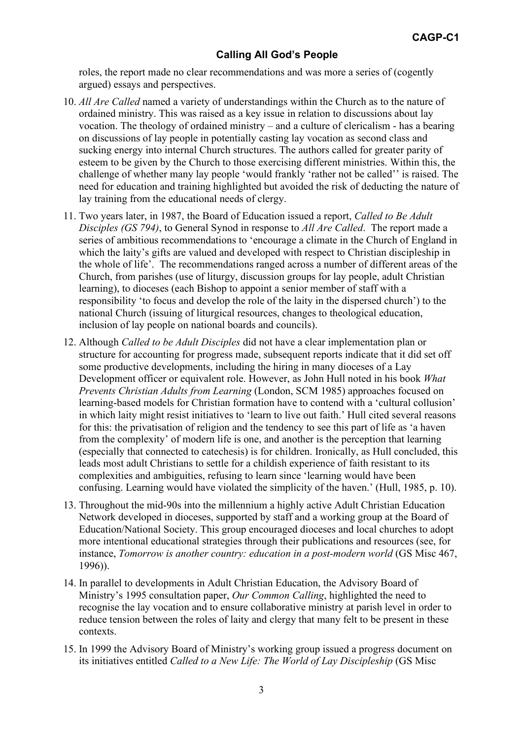roles, the report made no clear recommendations and was more a series of (cogently argued) essays and perspectives.

10. *All Are Called* named a variety of understandings within the Church as to the nature of ordained ministry. This was raised as a key issue in relation to discussions about lay vocation. The theology of ordained ministry – and a culture of clericalism - has a bearing on discussions of lay people in potentially casting lay vocation as second class and sucking energy into internal Church structures. The authors called for greater parity of esteem to be given by the Church to those exercising different ministries. Within this, the challenge of whether many lay people 'would frankly 'rather not be called'' is raised. The need for education and training highlighted but avoided the risk of deducting the nature of lay training from the educational needs of clergy.

11. Two years later, in 1987, the Board of Education issued a report, *Called to Be Adult Disciples (GS 794)*, to General Synod in response to *All Are Called*. The report made a series of ambitious recommendations to 'encourage a climate in the Church of England in which the laity's gifts are valued and developed with respect to Christian discipleship in the whole of life'. The recommendations ranged across a number of different areas of the Church, from parishes (use of liturgy, discussion groups for lay people, adult Christian learning), to dioceses (each Bishop to appoint a senior member of staff with a responsibility 'to focus and develop the role of the laity in the dispersed church') to the national Church (issuing of liturgical resources, changes to theological education, inclusion of lay people on national boards and councils).

12. Although *Called to be Adult Disciples* did not have a clear implementation plan or structure for accounting for progress made, subsequent reports indicate that it did set off some productive developments, including the hiring in many dioceses of a Lay Development officer or equivalent role. However, as John Hull noted in his book *What Prevents Christian Adults from Learning* (London, SCM 1985) approaches focused on learning-based models for Christian formation have to contend with a 'cultural collusion' in which laity might resist initiatives to 'learn to live out faith.' Hull cited several reasons for this: the privatisation of religion and the tendency to see this part of life as 'a haven from the complexity' of modern life is one, and another is the perception that learning (especially that connected to catechesis) is for children. Ironically, as Hull concluded, this leads most adult Christians to settle for a childish experience of faith resistant to its complexities and ambiguities, refusing to learn since 'learning would have been confusing. Learning would have violated the simplicity of the haven.' (Hull, 1985, p. 10).

13. Throughout the mid-90s into the millennium a highly active Adult Christian Education Network developed in dioceses, supported by staff and a working group at the Board of Education/National Society. This group encouraged dioceses and local churches to adopt more intentional educational strategies through their publications and resources (see, for instance, *Tomorrow is another country: education in a post-modern world* (GS Misc 467, 1996)).

14. In parallel to developments in Adult Christian Education, the Advisory Board of Ministry's 1995 consultation paper, *Our Common Calling*, highlighted the need to recognise the lay vocation and to ensure collaborative ministry at parish level in order to reduce tension between the roles of laity and clergy that many felt to be present in these contexts.

15. In 1999 the Advisory Board of Ministry's working group issued a progress document on its initiatives entitled *Called to a New Life: The World of Lay Discipleship* (GS Misc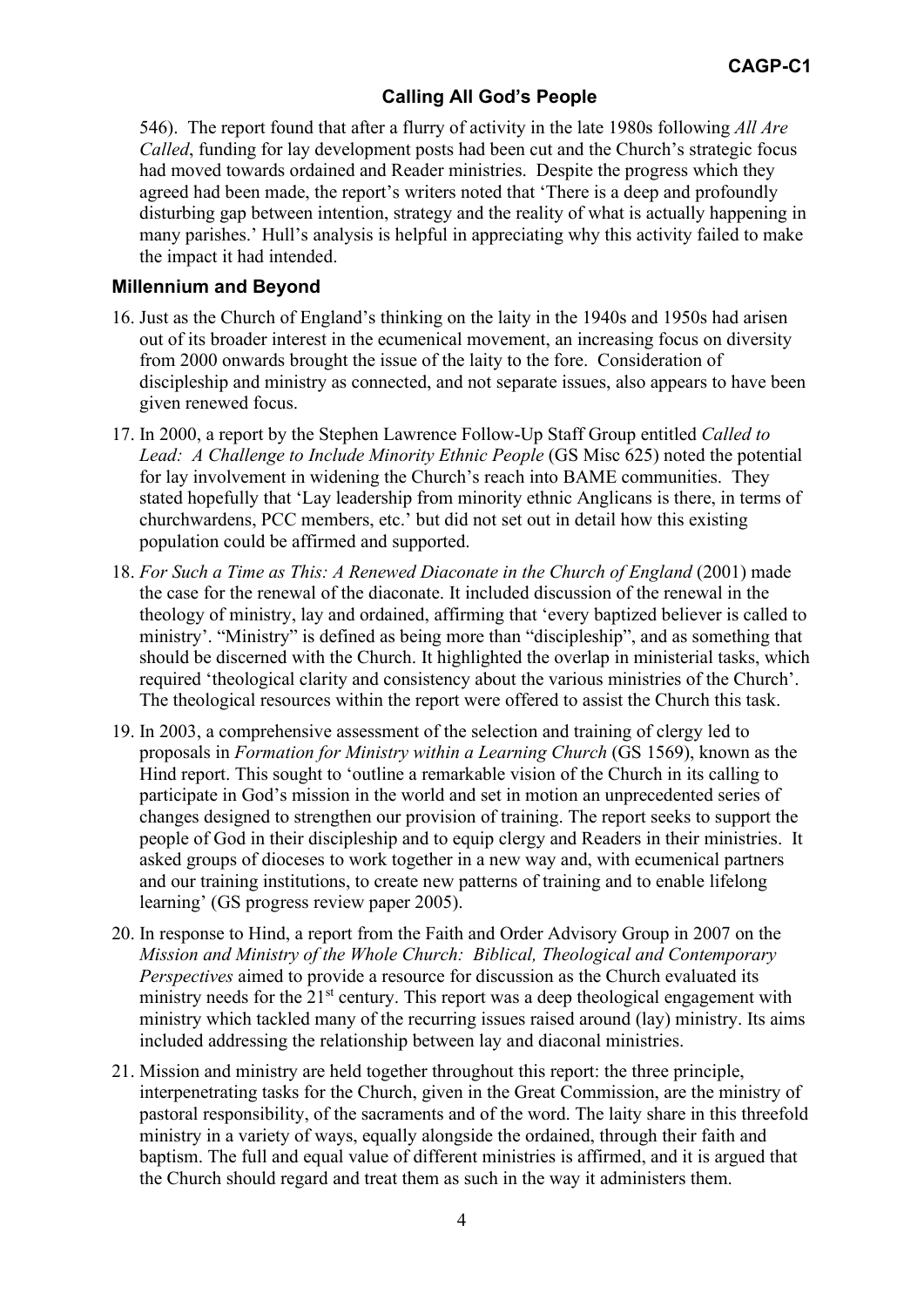546). The report found that after a flurry of activity in the late 1980s following *All Are Called*, funding for lay development posts had been cut and the Church's strategic focus had moved towards ordained and Reader ministries. Despite the progress which they agreed had been made, the report's writers noted that 'There is a deep and profoundly disturbing gap between intention, strategy and the reality of what is actually happening in many parishes.' Hull's analysis is helpful in appreciating why this activity failed to make the impact it had intended.

### Millennium and Beyond

16. Just as the Church of England's thinking on the laity in the 1940s and 1950s had arisen out of its broader interest in the ecumenical movement, an increasing focus on diversity from 2000 onwards brought the issue of the laity to the fore. Consideration of discipleship and ministry as connected, and not separate issues, also appears to have been given renewed focus.

17. In 2000, a report by the Stephen Lawrence Follow-Up Staff Group entitled *Called to Lead: A Challenge to Include Minority Ethnic People* (GS Misc 625) noted the potential for lay involvement in widening the Church's reach into BAME communities. They stated hopefully that 'Lay leadership from minority ethnic Anglicans is there, in terms of churchwardens, PCC members, etc.' but did not set out in detail how this existing population could be affirmed and supported.

18. *For Such a Time as This: A Renewed Diaconate in the Church of England* (2001) made the case for the renewal of the diaconate. It included discussion of the renewal in the theology of ministry, lay and ordained, affirming that 'every baptized believer is called to ministry'. "Ministry" is defined as being more than "discipleship", and as something that should be discerned with the Church. It highlighted the overlap in ministerial tasks, which required 'theological clarity and consistency about the various ministries of the Church'. The theological resources within the report were offered to assist the Church this task.

19. In 2003, a comprehensive assessment of the selection and training of clergy led to proposals in *Formation for Ministry within a Learning Church* (GS 1569), known as the Hind report. This sought to 'outline a remarkable vision of the Church in its calling to participate in God's mission in the world and set in motion an unprecedented series of changes designed to strengthen our provision of training. The report seeks to support the people of God in their discipleship and to equip clergy and Readers in their ministries. It asked groups of dioceses to work together in a new way and, with ecumenical partners and our training institutions, to create new patterns of training and to enable lifelong learning' (GS progress review paper 2005).

20. In response to Hind, a report from the Faith and Order Advisory Group in 2007 on the *Mission and Ministry of the Whole Church: Biblical, Theological and Contemporary Perspectives* aimed to provide a resource for discussion as the Church evaluated its ministry needs for the 21st century. This report was a deep theological engagement with ministry which tackled many of the recurring issues raised around (lay) ministry. Its aims included addressing the relationship between lay and diaconal ministries.

21. Mission and ministry are held together throughout this report: the three principle, interpenetrating tasks for the Church, given in the Great Commission, are the ministry of pastoral responsibility, of the sacraments and of the word. The laity share in this threefold ministry in a variety of ways, equally alongside the ordained, through their faith and baptism. The full and equal value of different ministries is affirmed, and it is argued that the Church should regard and treat them as such in the way it administers them.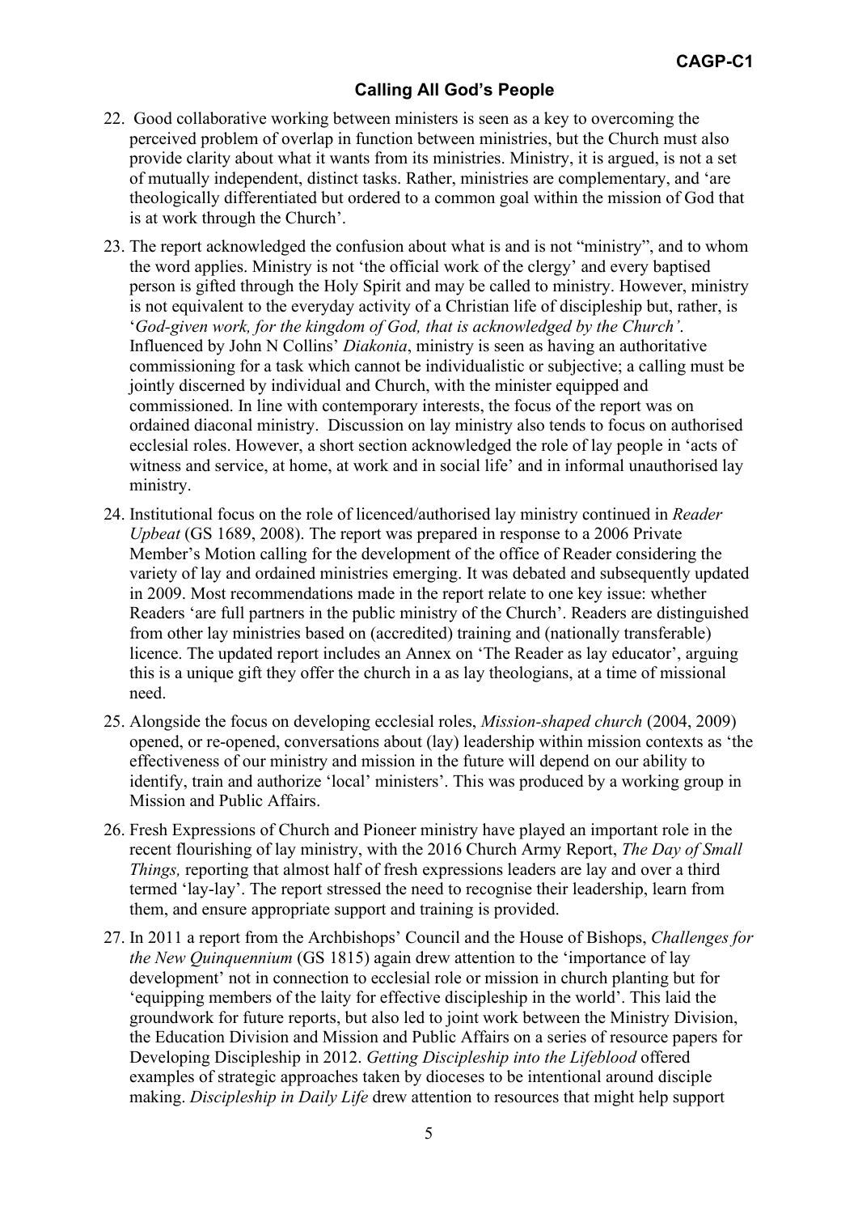22. Good collaborative working between ministers is seen as a key to overcoming the perceived problem of overlap in function between ministries, but the Church must also provide clarity about what it wants from its ministries. Ministry, it is argued, is not a set of mutually independent, distinct tasks. Rather, ministries are complementary, and 'are theologically differentiated but ordered to a common goal within the mission of God that is at work through the Church'.

23. The report acknowledged the confusion about what is and is not "ministry", and to whom the word applies. Ministry is not 'the official work of the clergy' and every baptised person is gifted through the Holy Spirit and may be called to ministry. However, ministry is not equivalent to the everyday activity of a Christian life of discipleship but, rather, is '*God-given work, for the kingdom of God, that is acknowledged by the Church'*. Influenced by John N Collins' *Diakonia*, ministry is seen as having an authoritative commissioning for a task which cannot be individualistic or subjective; a calling must be jointly discerned by individual and Church, with the minister equipped and commissioned. In line with contemporary interests, the focus of the report was on ordained diaconal ministry. Discussion on lay ministry also tends to focus on authorised ecclesial roles. However, a short section acknowledged the role of lay people in 'acts of witness and service, at home, at work and in social life' and in informal unauthorised lay ministry.

24. Institutional focus on the role of licenced/authorised lay ministry continued in *Reader Upbeat* (GS 1689, 2008). The report was prepared in response to a 2006 Private Member's Motion calling for the development of the office of Reader considering the variety of lay and ordained ministries emerging. It was debated and subsequently updated in 2009. Most recommendations made in the report relate to one key issue: whether Readers 'are full partners in the public ministry of the Church'. Readers are distinguished from other lay ministries based on (accredited) training and (nationally transferable) licence. The updated report includes an Annex on 'The Reader as lay educator', arguing this is a unique gift they offer the church in a as lay theologians, at a time of missional need.

25. Alongside the focus on developing ecclesial roles, *Mission-shaped church* (2004, 2009) opened, or re-opened, conversations about (lay) leadership within mission contexts as 'the effectiveness of our ministry and mission in the future will depend on our ability to identify, train and authorize 'local' ministers'. This was produced by a working group in Mission and Public Affairs.

26. Fresh Expressions of Church and Pioneer ministry have played an important role in the recent flourishing of lay ministry, with the 2016 Church Army Report, *The Day of Small Things,* reporting that almost half of fresh expressions leaders are lay and over a third termed 'lay-lay'. The report stressed the need to recognise their leadership, learn from them, and ensure appropriate support and training is provided.

27. In 2011 a report from the Archbishops' Council and the House of Bishops, *Challenges for the New Quinquennium* (GS 1815) again drew attention to the 'importance of lay development' not in connection to ecclesial role or mission in church planting but for 'equipping members of the laity for effective discipleship in the world'. This laid the groundwork for future reports, but also led to joint work between the Ministry Division, the Education Division and Mission and Public Affairs on a series of resource papers for Developing Discipleship in 2012. *Getting Discipleship into the Lifeblood* offered examples of strategic approaches taken by dioceses to be intentional around disciple making. *Discipleship in Daily Life* drew attention to resources that might help support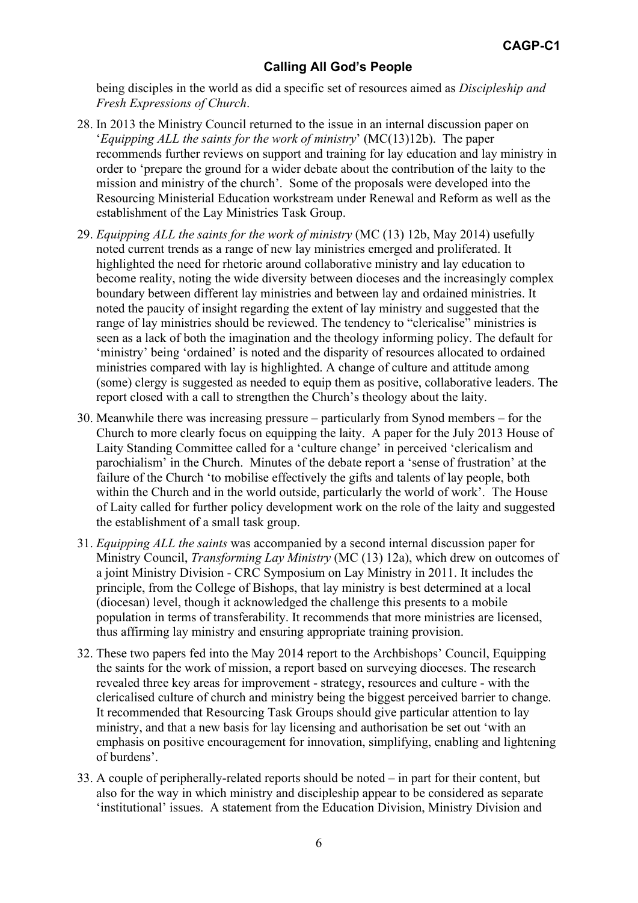being disciples in the world as did a specific set of resources aimed as *Discipleship and Fresh Expressions of Church*.

28. In 2013 the Ministry Council returned to the issue in an internal discussion paper on '*Equipping ALL the saints for the work of ministry*' (MC(13)12b). The paper recommends further reviews on support and training for lay education and lay ministry in order to 'prepare the ground for a wider debate about the contribution of the laity to the mission and ministry of the church'. Some of the proposals were developed into the Resourcing Ministerial Education workstream under Renewal and Reform as well as the establishment of the Lay Ministries Task Group.

29. *Equipping ALL the saints for the work of ministry* (MC (13) 12b, May 2014) usefully noted current trends as a range of new lay ministries emerged and proliferated. It highlighted the need for rhetoric around collaborative ministry and lay education to become reality, noting the wide diversity between dioceses and the increasingly complex boundary between different lay ministries and between lay and ordained ministries. It noted the paucity of insight regarding the extent of lay ministry and suggested that the range of lay ministries should be reviewed. The tendency to "clericalise" ministries is seen as a lack of both the imagination and the theology informing policy. The default for 'ministry' being 'ordained' is noted and the disparity of resources allocated to ordained ministries compared with lay is highlighted. A change of culture and attitude among (some) clergy is suggested as needed to equip them as positive, collaborative leaders. The report closed with a call to strengthen the Church's theology about the laity.

30. Meanwhile there was increasing pressure – particularly from Synod members – for the Church to more clearly focus on equipping the laity. A paper for the July 2013 House of Laity Standing Committee called for a 'culture change' in perceived 'clericalism and parochialism' in the Church. Minutes of the debate report a 'sense of frustration' at the failure of the Church 'to mobilise effectively the gifts and talents of lay people, both within the Church and in the world outside, particularly the world of work'. The House of Laity called for further policy development work on the role of the laity and suggested the establishment of a small task group.

31. *Equipping ALL the saints* was accompanied by a second internal discussion paper for Ministry Council, *Transforming Lay Ministry* (MC (13) 12a), which drew on outcomes of a joint Ministry Division - CRC Symposium on Lay Ministry in 2011. It includes the principle, from the College of Bishops, that lay ministry is best determined at a local (diocesan) level, though it acknowledged the challenge this presents to a mobile population in terms of transferability. It recommends that more ministries are licensed, thus affirming lay ministry and ensuring appropriate training provision.

32. These two papers fed into the May 2014 report to the Archbishops' Council, Equipping the saints for the work of mission, a report based on surveying dioceses. The research revealed three key areas for improvement - strategy, resources and culture - with the clericalised culture of church and ministry being the biggest perceived barrier to change. It recommended that Resourcing Task Groups should give particular attention to lay ministry, and that a new basis for lay licensing and authorisation be set out 'with an emphasis on positive encouragement for innovation, simplifying, enabling and lightening of burdens'.

33. A couple of peripherally-related reports should be noted – in part for their content, but also for the way in which ministry and discipleship appear to be considered as separate 'institutional' issues. A statement from the Education Division, Ministry Division and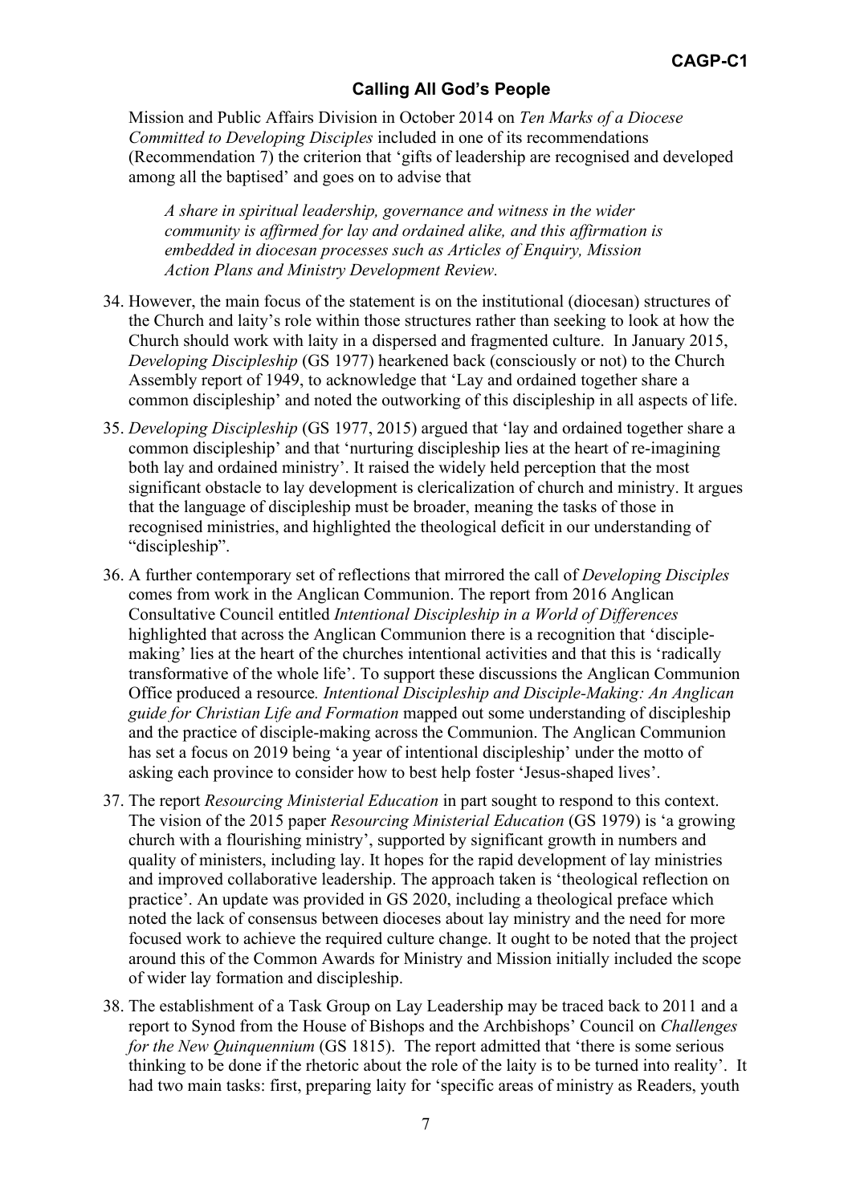Mission and Public Affairs Division in October 2014 on *Ten Marks of a Diocese Committed to Developing Disciples* included in one of its recommendations (Recommendation 7) the criterion that 'gifts of leadership are recognised and developed among all the baptised' and goes on to advise that

> *A share in spiritual leadership, governance and witness in the wider community is affirmed for lay and ordained alike, and this affirmation is embedded in diocesan processes such as Articles of Enquiry, Mission Action Plans and Ministry Development Review.*

34. However, the main focus of the statement is on the institutional (diocesan) structures of the Church and laity's role within those structures rather than seeking to look at how the Church should work with laity in a dispersed and fragmented culture. In January 2015, *Developing Discipleship* (GS 1977) hearkened back (consciously or not) to the Church Assembly report of 1949, to acknowledge that 'Lay and ordained together share a common discipleship' and noted the outworking of this discipleship in all aspects of life.

35. *Developing Discipleship* (GS 1977, 2015) argued that 'lay and ordained together share a common discipleship' and that 'nurturing discipleship lies at the heart of re-imagining both lay and ordained ministry'. It raised the widely held perception that the most significant obstacle to lay development is clericalization of church and ministry. It argues that the language of discipleship must be broader, meaning the tasks of those in recognised ministries, and highlighted the theological deficit in our understanding of "discipleship".

36. A further contemporary set of reflections that mirrored the call of *Developing Disciples* comes from work in the Anglican Communion. The report from 2016 Anglican Consultative Council entitled *Intentional Discipleship in a World of Differences* highlighted that across the Anglican Communion there is a recognition that 'disciple-making' lies at the heart of the churches intentional activities and that this is 'radically transformative of the whole life'. To support these discussions the Anglican Communion Office produced a resource*. Intentional Discipleship and Disciple-Making: An Anglican guide for Christian Life and Formation* mapped out some understanding of discipleship and the practice of disciple-making across the Communion. The Anglican Communion has set a focus on 2019 being 'a year of intentional discipleship' under the motto of asking each province to consider how to best help foster 'Jesus-shaped lives'.

37. The report *Resourcing Ministerial Education* in part sought to respond to this context. The vision of the 2015 paper *Resourcing Ministerial Education* (GS 1979) is 'a growing church with a flourishing ministry', supported by significant growth in numbers and quality of ministers, including lay. It hopes for the rapid development of lay ministries and improved collaborative leadership. The approach taken is 'theological reflection on practice'. An update was provided in GS 2020, including a theological preface which noted the lack of consensus between dioceses about lay ministry and the need for more focused work to achieve the required culture change. It ought to be noted that the project around this of the Common Awards for Ministry and Mission initially included the scope of wider lay formation and discipleship.

38. The establishment of a Task Group on Lay Leadership may be traced back to 2011 and a report to Synod from the House of Bishops and the Archbishops' Council on *Challenges for the New Quinquennium* (GS 1815). The report admitted that 'there is some serious thinking to be done if the rhetoric about the role of the laity is to be turned into reality'. It had two main tasks: first, preparing laity for 'specific areas of ministry as Readers, youth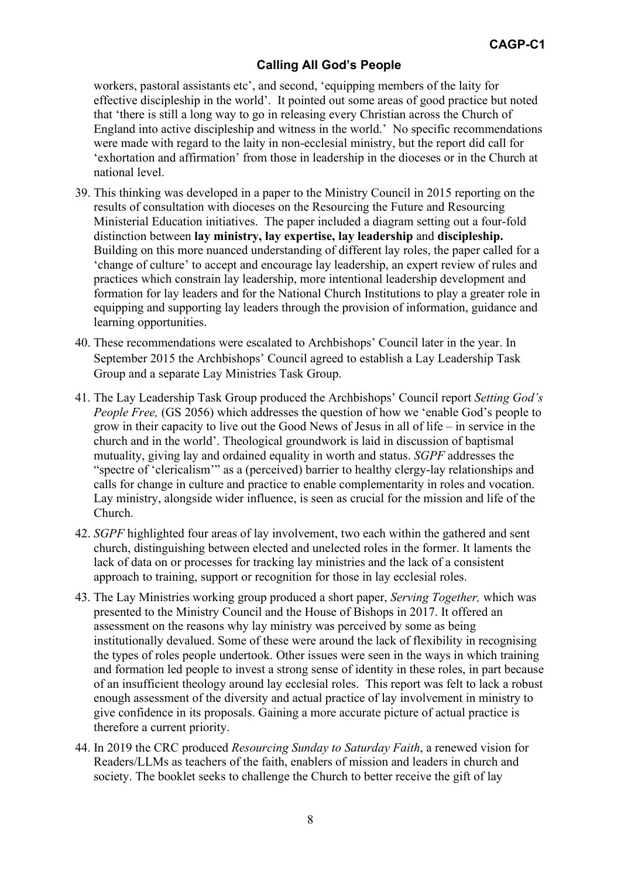workers, pastoral assistants etc', and second, 'equipping members of the laity for effective discipleship in the world'. It pointed out some areas of good practice but noted that 'there is still a long way to go in releasing every Christian across the Church of England into active discipleship and witness in the world.' No specific recommendations were made with regard to the laity in non-ecclesial ministry, but the report did call for 'exhortation and affirmation' from those in leadership in the dioceses or in the Church at national level.

39. This thinking was developed in a paper to the Ministry Council in 2015 reporting on the results of consultation with dioceses on the Resourcing the Future and Resourcing Ministerial Education initiatives. The paper included a diagram setting out a four-fold distinction between **lay ministry, lay expertise, lay leadership** and **discipleship.** Building on this more nuanced understanding of different lay roles, the paper called for a 'change of culture' to accept and encourage lay leadership, an expert review of rules and practices which constrain lay leadership, more intentional leadership development and formation for lay leaders and for the National Church Institutions to play a greater role in equipping and supporting lay leaders through the provision of information, guidance and learning opportunities.

40. These recommendations were escalated to Archbishops' Council later in the year. In September 2015 the Archbishops' Council agreed to establish a Lay Leadership Task Group and a separate Lay Ministries Task Group.

41. The Lay Leadership Task Group produced the Archbishops' Council report *Setting God's People Free,* (GS 2056) which addresses the question of how we 'enable God's people to grow in their capacity to live out the Good News of Jesus in all of life – in service in the church and in the world'. Theological groundwork is laid in discussion of baptismal mutuality, giving lay and ordained equality in worth and status. *SGPF* addresses the "spectre of 'clericalism'" as a (perceived) barrier to healthy clergy-lay relationships and calls for change in culture and practice to enable complementarity in roles and vocation. Lay ministry, alongside wider influence, is seen as crucial for the mission and life of the Church.

42. *SGPF* highlighted four areas of lay involvement, two each within the gathered and sent church, distinguishing between elected and unelected roles in the former. It laments the lack of data on or processes for tracking lay ministries and the lack of a consistent approach to training, support or recognition for those in lay ecclesial roles.

43. The Lay Ministries working group produced a short paper, *Serving Together,* which was presented to the Ministry Council and the House of Bishops in 2017. It offered an assessment on the reasons why lay ministry was perceived by some as being institutionally devalued. Some of these were around the lack of flexibility in recognising the types of roles people undertook. Other issues were seen in the ways in which training and formation led people to invest a strong sense of identity in these roles, in part because of an insufficient theology around lay ecclesial roles. This report was felt to lack a robust enough assessment of the diversity and actual practice of lay involvement in ministry to give confidence in its proposals. Gaining a more accurate picture of actual practice is therefore a current priority.

44. In 2019 the CRC produced *Resourcing Sunday to Saturday Faith*, a renewed vision for Readers/LLMs as teachers of the faith, enablers of mission and leaders in church and society. The booklet seeks to challenge the Church to better receive the gift of lay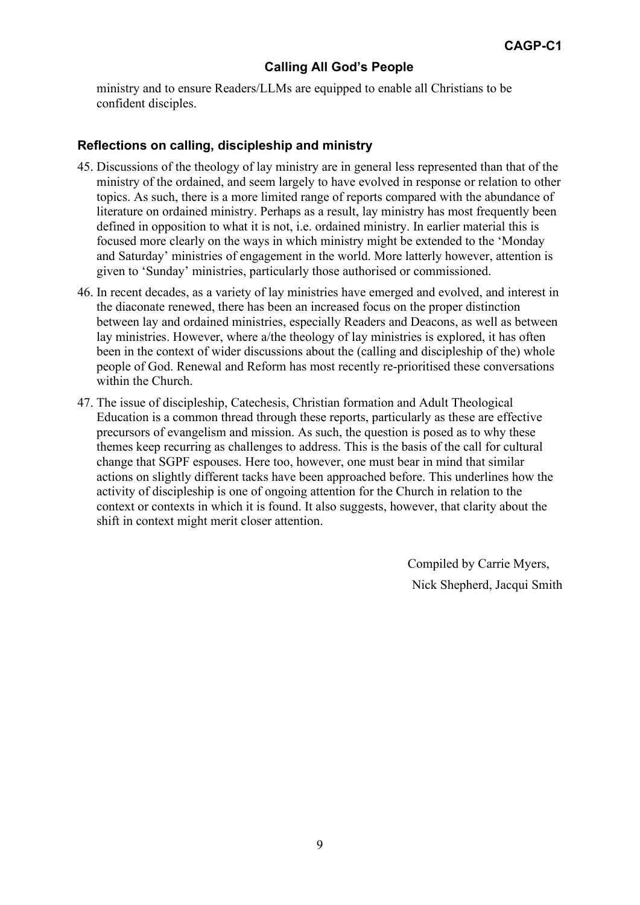ministry and to ensure Readers/LLMs are equipped to enable all Christians to be confident disciples.

### Reflections on calling, discipleship and ministry

45. Discussions of the theology of lay ministry are in general less represented than that of the ministry of the ordained, and seem largely to have evolved in response or relation to other topics. As such, there is a more limited range of reports compared with the abundance of literature on ordained ministry. Perhaps as a result, lay ministry has most frequently been defined in opposition to what it is not, i.e. ordained ministry. In earlier material this is focused more clearly on the ways in which ministry might be extended to the 'Monday and Saturday' ministries of engagement in the world. More latterly however, attention is given to 'Sunday' ministries, particularly those authorised or commissioned.
46. In recent decades, as a variety of lay ministries have emerged and evolved, and interest in the diaconate renewed, there has been an increased focus on the proper distinction between lay and ordained ministries, especially Readers and Deacons, as well as between lay ministries. However, where a/the theology of lay ministries is explored, it has often been in the context of wider discussions about the (calling and discipleship of the) whole people of God. Renewal and Reform has most recently re-prioritised these conversations within the Church.
47. The issue of discipleship, Catechesis, Christian formation and Adult Theological Education is a common thread through these reports, particularly as these are effective precursors of evangelism and mission. As such, the question is posed as to why these themes keep recurring as challenges to address. This is the basis of the call for cultural change that SGPF espouses. Here too, however, one must bear in mind that similar actions on slightly different tacks have been approached before. This underlines how the activity of discipleship is one of ongoing attention for the Church in relation to the context or contexts in which it is found. It also suggests, however, that clarity about the shift in context might merit closer attention.

Compiled by Carrie Myers,
Nick Shepherd, Jacqui Smith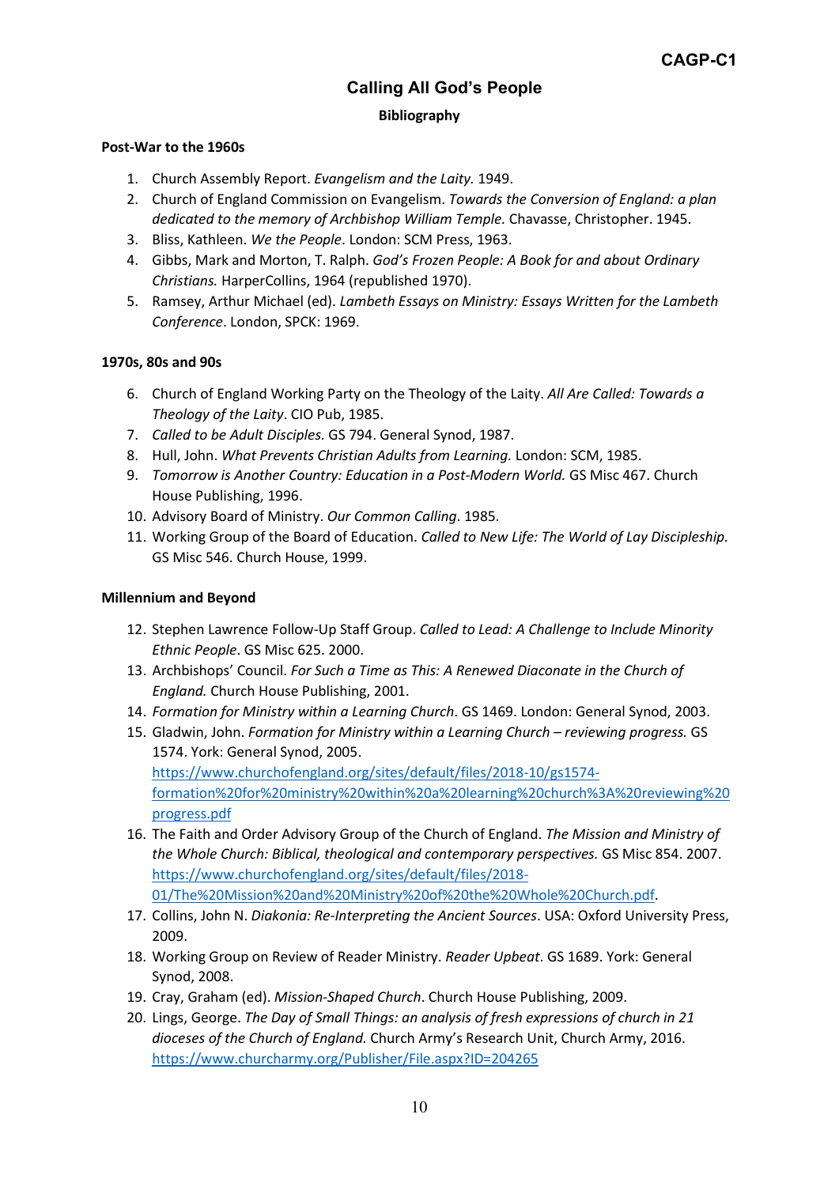CAGP-C1

# Calling All God's People

## Bibliography

**Post-War to the 1960s**

1. Church Assembly Report. *Evangelism and the Laity.* 1949.
2. Church of England Commission on Evangelism. *Towards the Conversion of England: a plan dedicated to the memory of Archbishop William Temple.* Chavasse, Christopher. 1945.
3. Bliss, Kathleen. *We the People*. London: SCM Press, 1963.
4. Gibbs, Mark and Morton, T. Ralph. *God's Frozen People: A Book for and about Ordinary Christians.* HarperCollins, 1964 (republished 1970).
5. Ramsey, Arthur Michael (ed). *Lambeth Essays on Ministry: Essays Written for the Lambeth Conference*. London, SPCK: 1969.

**1970s, 80s and 90s**

6. Church of England Working Party on the Theology of the Laity. *All Are Called: Towards a Theology of the Laity*. CIO Pub, 1985.
7. *Called to be Adult Disciples.* GS 794. General Synod, 1987.
8. Hull, John. *What Prevents Christian Adults from Learning.* London: SCM, 1985.
9. *Tomorrow is Another Country: Education in a Post-Modern World.* GS Misc 467. Church House Publishing, 1996.
10. Advisory Board of Ministry. *Our Common Calling*. 1985.
11. Working Group of the Board of Education. *Called to New Life: The World of Lay Discipleship.* GS Misc 546. Church House, 1999.

**Millennium and Beyond**

12. Stephen Lawrence Follow-Up Staff Group. *Called to Lead: A Challenge to Include Minority Ethnic People*. GS Misc 625. 2000.
13. Archbishops' Council. *For Such a Time as This: A Renewed Diaconate in the Church of England.* Church House Publishing, 2001.
14. *Formation for Ministry within a Learning Church*. GS 1469. London: General Synod, 2003.
15. Gladwin, John. *Formation for Ministry within a Learning Church – reviewing progress.* GS 1574. York: General Synod, 2005. https://www.churchofengland.org/sites/default/files/2018-10/gs1574-formation%20for%20ministry%20within%20a%20learning%20church%3A%20reviewing%20progress.pdf
16. The Faith and Order Advisory Group of the Church of England. *The Mission and Ministry of the Whole Church: Biblical, theological and contemporary perspectives.* GS Misc 854. 2007. https://www.churchofengland.org/sites/default/files/2018-01/The%20Mission%20and%20Ministry%20of%20the%20Whole%20Church.pdf.
17. Collins, John N. *Diakonia: Re-Interpreting the Ancient Sources*. USA: Oxford University Press, 2009.
18. Working Group on Review of Reader Ministry. *Reader Upbeat*. GS 1689. York: General Synod, 2008.
19. Cray, Graham (ed). *Mission-Shaped Church*. Church House Publishing, 2009.
20. Lings, George. *The Day of Small Things: an analysis of fresh expressions of church in 21 dioceses of the Church of England.* Church Army's Research Unit, Church Army, 2016. https://www.churcharmy.org/Publisher/File.aspx?ID=204265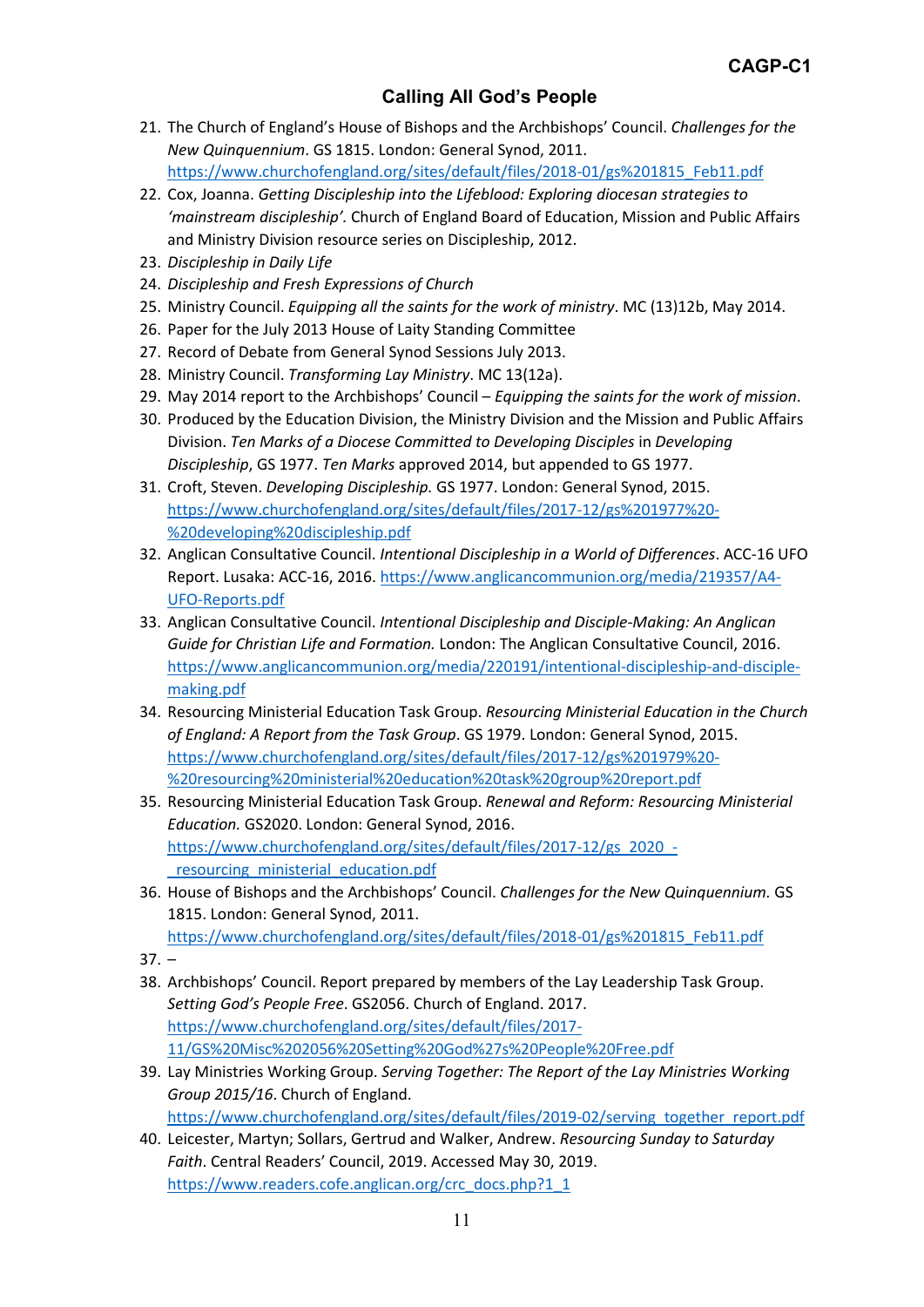21. The Church of England's House of Bishops and the Archbishops' Council. *Challenges for the New Quinquennium*. GS 1815. London: General Synod, 2011. https://www.churchofengland.org/sites/default/files/2018-01/gs%201815_Feb11.pdf
22. Cox, Joanna. *Getting Discipleship into the Lifeblood: Exploring diocesan strategies to 'mainstream discipleship'.* Church of England Board of Education, Mission and Public Affairs and Ministry Division resource series on Discipleship, 2012.
23. *Discipleship in Daily Life*
24. *Discipleship and Fresh Expressions of Church*
25. Ministry Council. *Equipping all the saints for the work of ministry*. MC (13)12b, May 2014.
26. Paper for the July 2013 House of Laity Standing Committee
27. Record of Debate from General Synod Sessions July 2013.
28. Ministry Council. *Transforming Lay Ministry*. MC 13(12a).
29. May 2014 report to the Archbishops' Council – *Equipping the saints for the work of mission*.
30. Produced by the Education Division, the Ministry Division and the Mission and Public Affairs Division. *Ten Marks of a Diocese Committed to Developing Disciples* in *Developing Discipleship*, GS 1977. *Ten Marks* approved 2014, but appended to GS 1977.
31. Croft, Steven. *Developing Discipleship.* GS 1977. London: General Synod, 2015. https://www.churchofengland.org/sites/default/files/2017-12/gs%201977%20-%20developing%20discipleship.pdf
32. Anglican Consultative Council. *Intentional Discipleship in a World of Differences*. ACC-16 UFO Report. Lusaka: ACC-16, 2016. https://www.anglicancommunion.org/media/219357/A4-UFO-Reports.pdf
33. Anglican Consultative Council. *Intentional Discipleship and Disciple-Making: An Anglican Guide for Christian Life and Formation.* London: The Anglican Consultative Council, 2016. https://www.anglicancommunion.org/media/220191/intentional-discipleship-and-disciple-making.pdf
34. Resourcing Ministerial Education Task Group. *Resourcing Ministerial Education in the Church of England: A Report from the Task Group*. GS 1979. London: General Synod, 2015. https://www.churchofengland.org/sites/default/files/2017-12/gs%201979%20-%20resourcing%20ministerial%20education%20task%20group%20report.pdf
35. Resourcing Ministerial Education Task Group. *Renewal and Reform: Resourcing Ministerial Education.* GS2020. London: General Synod, 2016. https://www.churchofengland.org/sites/default/files/2017-12/gs_2020_-_resourcing_ministerial_education.pdf
36. House of Bishops and the Archbishops' Council. *Challenges for the New Quinquennium.* GS 1815. London: General Synod, 2011. https://www.churchofengland.org/sites/default/files/2018-01/gs%201815_Feb11.pdf
37. –
38. Archbishops' Council. Report prepared by members of the Lay Leadership Task Group. *Setting God's People Free*. GS2056. Church of England. 2017. https://www.churchofengland.org/sites/default/files/2017-11/GS%20Misc%202056%20Setting%20God%27s%20People%20Free.pdf
39. Lay Ministries Working Group. *Serving Together: The Report of the Lay Ministries Working Group 2015/16*. Church of England. https://www.churchofengland.org/sites/default/files/2019-02/serving_together_report.pdf
40. Leicester, Martyn; Sollars, Gertrud and Walker, Andrew. *Resourcing Sunday to Saturday Faith*. Central Readers' Council, 2019. Accessed May 30, 2019. https://www.readers.cofe.anglican.org/crc_docs.php?1_1